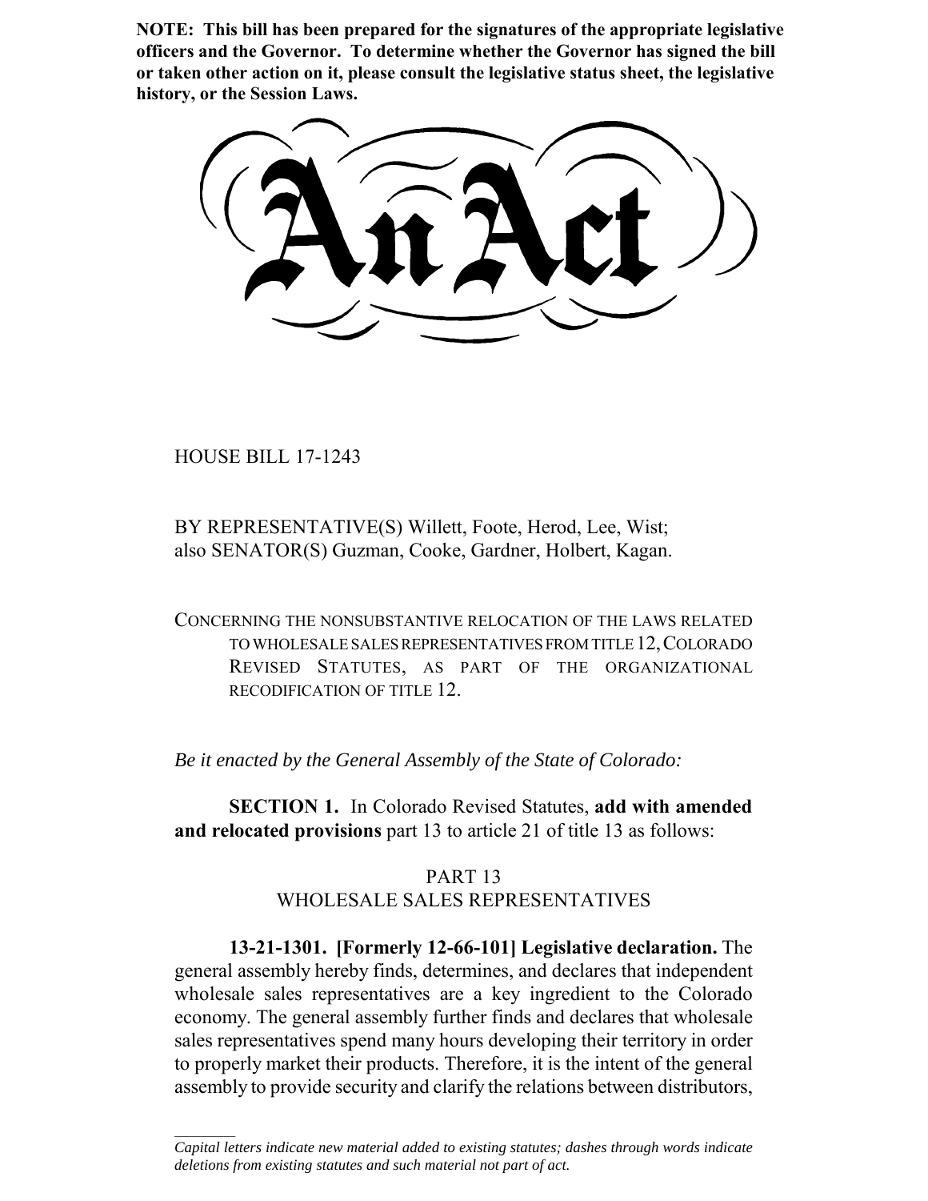**NOTE: This bill has been prepared for the signatures of the appropriate legislative officers and the Governor. To determine whether the Governor has signed the bill or taken other action on it, please consult the legislative status sheet, the legislative history, or the Session Laws.**

# An Act

HOUSE BILL 17-1243

BY REPRESENTATIVE(S) Willett, Foote, Herod, Lee, Wist;
also SENATOR(S) Guzman, Cooke, Gardner, Holbert, Kagan.

CONCERNING THE NONSUBSTANTIVE RELOCATION OF THE LAWS RELATED TO WHOLESALE SALES REPRESENTATIVES FROM TITLE 12, COLORADO REVISED STATUTES, AS PART OF THE ORGANIZATIONAL RECODIFICATION OF TITLE 12.

*Be it enacted by the General Assembly of the State of Colorado:*

**SECTION 1.** In Colorado Revised Statutes, **add with amended and relocated provisions** part 13 to article 21 of title 13 as follows:

PART 13
WHOLESALE SALES REPRESENTATIVES

**13-21-1301. [Formerly 12-66-101] Legislative declaration.** The general assembly hereby finds, determines, and declares that independent wholesale sales representatives are a key ingredient to the Colorado economy. The general assembly further finds and declares that wholesale sales representatives spend many hours developing their territory in order to properly market their products. Therefore, it is the intent of the general assembly to provide security and clarify the relations between distributors,

*Capital letters indicate new material added to existing statutes; dashes through words indicate deletions from existing statutes and such material not part of act.*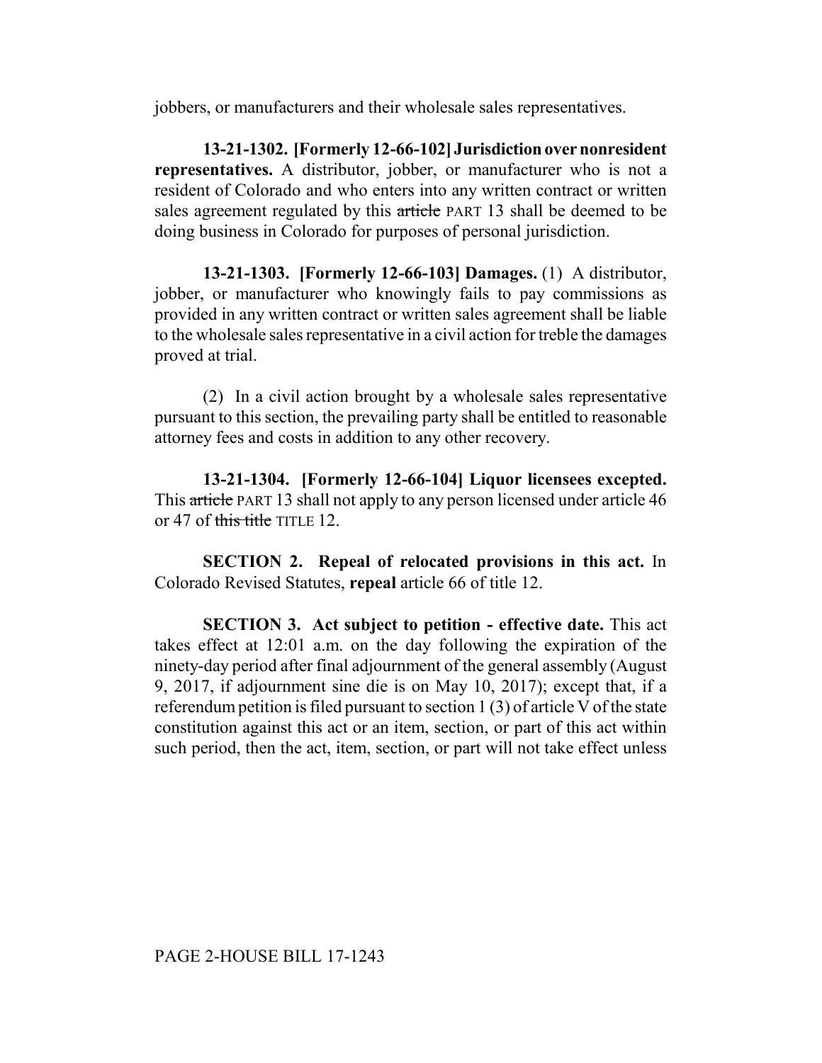jobbers, or manufacturers and their wholesale sales representatives.

**13-21-1302. [Formerly 12-66-102] Jurisdiction over nonresident representatives.** A distributor, jobber, or manufacturer who is not a resident of Colorado and who enters into any written contract or written sales agreement regulated by this ~~article~~ PART 13 shall be deemed to be doing business in Colorado for purposes of personal jurisdiction.

**13-21-1303. [Formerly 12-66-103] Damages.** (1) A distributor, jobber, or manufacturer who knowingly fails to pay commissions as provided in any written contract or written sales agreement shall be liable to the wholesale sales representative in a civil action for treble the damages proved at trial.

(2) In a civil action brought by a wholesale sales representative pursuant to this section, the prevailing party shall be entitled to reasonable attorney fees and costs in addition to any other recovery.

**13-21-1304. [Formerly 12-66-104] Liquor licensees excepted.** This ~~article~~ PART 13 shall not apply to any person licensed under article 46 or 47 of ~~this title~~ TITLE 12.

**SECTION 2. Repeal of relocated provisions in this act.** In Colorado Revised Statutes, **repeal** article 66 of title 12.

**SECTION 3. Act subject to petition - effective date.** This act takes effect at 12:01 a.m. on the day following the expiration of the ninety-day period after final adjournment of the general assembly (August 9, 2017, if adjournment sine die is on May 10, 2017); except that, if a referendum petition is filed pursuant to section 1 (3) of article V of the state constitution against this act or an item, section, or part of this act within such period, then the act, item, section, or part will not take effect unless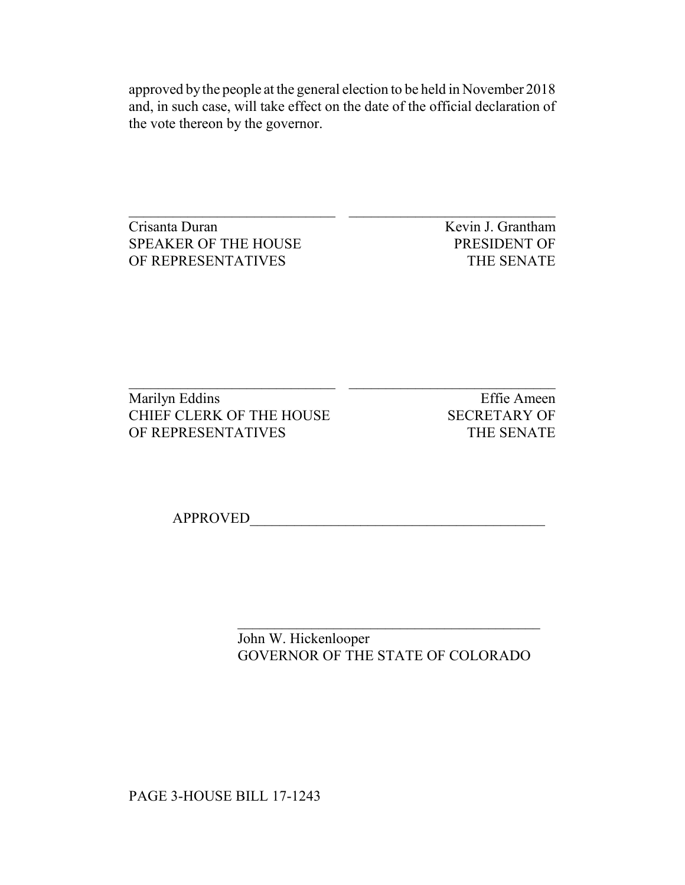approved by the people at the general election to be held in November 2018 and, in such case, will take effect on the date of the official declaration of the vote thereon by the governor.

____________________________ ____________________________
Crisanta Duran
SPEAKER OF THE HOUSE
OF REPRESENTATIVES

Kevin J. Grantham
PRESIDENT OF
THE SENATE

____________________________ ____________________________
Marilyn Eddins
CHIEF CLERK OF THE HOUSE
OF REPRESENTATIVES

Effie Ameen
SECRETARY OF
THE SENATE

APPROVED________________________________________

_________________________________________
John W. Hickenlooper
GOVERNOR OF THE STATE OF COLORADO

PAGE 3-HOUSE BILL 17-1243